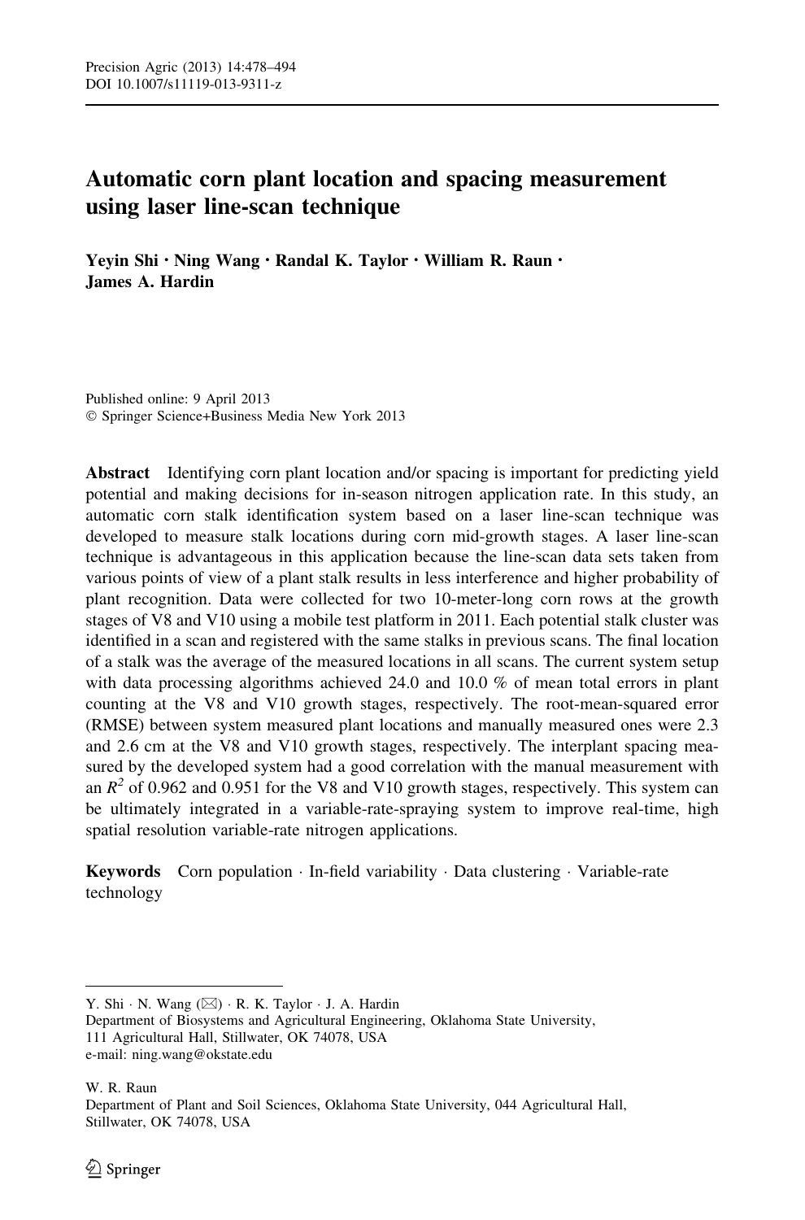# Automatic corn plant location and spacing measurement using laser line-scan technique

**Yeyin Shi · Ning Wang · Randal K. Taylor · William R. Raun · James A. Hardin**

Published online: 9 April 2013
© Springer Science+Business Media New York 2013

**Abstract** Identifying corn plant location and/or spacing is important for predicting yield potential and making decisions for in-season nitrogen application rate. In this study, an automatic corn stalk identification system based on a laser line-scan technique was developed to measure stalk locations during corn mid-growth stages. A laser line-scan technique is advantageous in this application because the line-scan data sets taken from various points of view of a plant stalk results in less interference and higher probability of plant recognition. Data were collected for two 10-meter-long corn rows at the growth stages of V8 and V10 using a mobile test platform in 2011. Each potential stalk cluster was identified in a scan and registered with the same stalks in previous scans. The final location of a stalk was the average of the measured locations in all scans. The current system setup with data processing algorithms achieved 24.0 and 10.0 % of mean total errors in plant counting at the V8 and V10 growth stages, respectively. The root-mean-squared error (RMSE) between system measured plant locations and manually measured ones were 2.3 and 2.6 cm at the V8 and V10 growth stages, respectively. The interplant spacing measured by the developed system had a good correlation with the manual measurement with an $R^2$ of 0.962 and 0.951 for the V8 and V10 growth stages, respectively. This system can be ultimately integrated in a variable-rate-spraying system to improve real-time, high spatial resolution variable-rate nitrogen applications.

**Keywords** Corn population · In-field variability · Data clustering · Variable-rate technology

---

Y. Shi · N. Wang (✉) · R. K. Taylor · J. A. Hardin
Department of Biosystems and Agricultural Engineering, Oklahoma State University, 111 Agricultural Hall, Stillwater, OK 74078, USA
e-mail: ning.wang@okstate.edu

W. R. Raun
Department of Plant and Soil Sciences, Oklahoma State University, 044 Agricultural Hall, Stillwater, OK 74078, USA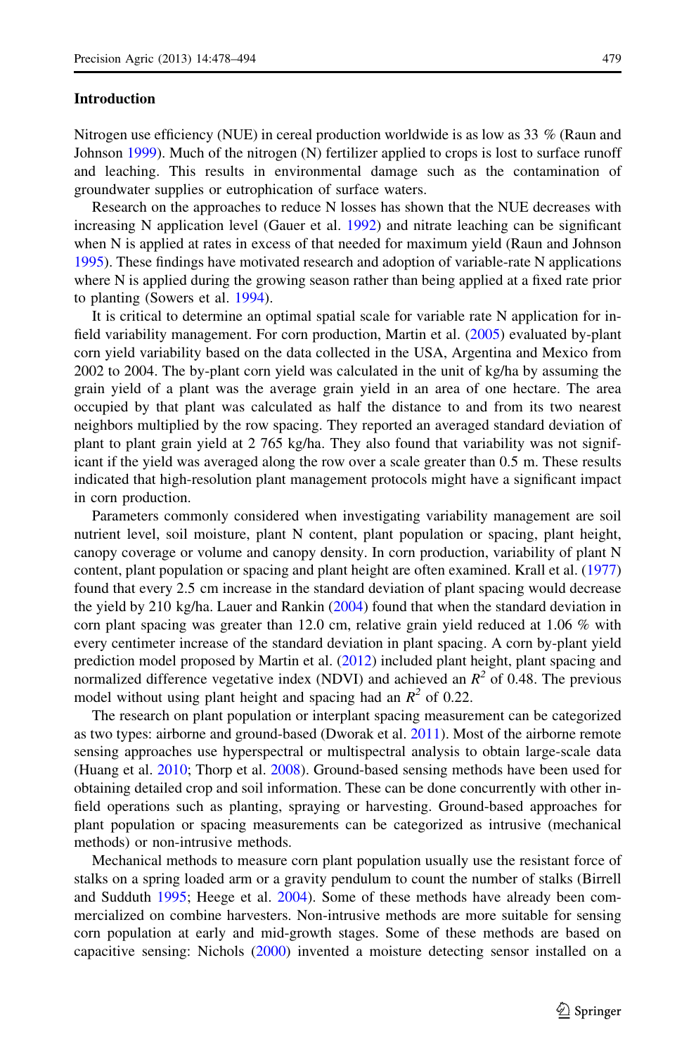## Introduction

Nitrogen use efficiency (NUE) in cereal production worldwide is as low as 33 % (Raun and Johnson 1999). Much of the nitrogen (N) fertilizer applied to crops is lost to surface runoff and leaching. This results in environmental damage such as the contamination of groundwater supplies or eutrophication of surface waters.

Research on the approaches to reduce N losses has shown that the NUE decreases with increasing N application level (Gauer et al. 1992) and nitrate leaching can be significant when N is applied at rates in excess of that needed for maximum yield (Raun and Johnson 1995). These findings have motivated research and adoption of variable-rate N applications where N is applied during the growing season rather than being applied at a fixed rate prior to planting (Sowers et al. 1994).

It is critical to determine an optimal spatial scale for variable rate N application for in-field variability management. For corn production, Martin et al. (2005) evaluated by-plant corn yield variability based on the data collected in the USA, Argentina and Mexico from 2002 to 2004. The by-plant corn yield was calculated in the unit of kg/ha by assuming the grain yield of a plant was the average grain yield in an area of one hectare. The area occupied by that plant was calculated as half the distance to and from its two nearest neighbors multiplied by the row spacing. They reported an averaged standard deviation of plant to plant grain yield at 2 765 kg/ha. They also found that variability was not significant if the yield was averaged along the row over a scale greater than 0.5 m. These results indicated that high-resolution plant management protocols might have a significant impact in corn production.

Parameters commonly considered when investigating variability management are soil nutrient level, soil moisture, plant N content, plant population or spacing, plant height, canopy coverage or volume and canopy density. In corn production, variability of plant N content, plant population or spacing and plant height are often examined. Krall et al. (1977) found that every 2.5 cm increase in the standard deviation of plant spacing would decrease the yield by 210 kg/ha. Lauer and Rankin (2004) found that when the standard deviation in corn plant spacing was greater than 12.0 cm, relative grain yield reduced at 1.06 % with every centimeter increase of the standard deviation in plant spacing. A corn by-plant yield prediction model proposed by Martin et al. (2012) included plant height, plant spacing and normalized difference vegetative index (NDVI) and achieved an $R^2$ of 0.48. The previous model without using plant height and spacing had an $R^2$ of 0.22.

The research on plant population or interplant spacing measurement can be categorized as two types: airborne and ground-based (Dworak et al. 2011). Most of the airborne remote sensing approaches use hyperspectral or multispectral analysis to obtain large-scale data (Huang et al. 2010; Thorp et al. 2008). Ground-based sensing methods have been used for obtaining detailed crop and soil information. These can be done concurrently with other in-field operations such as planting, spraying or harvesting. Ground-based approaches for plant population or spacing measurements can be categorized as intrusive (mechanical methods) or non-intrusive methods.

Mechanical methods to measure corn plant population usually use the resistant force of stalks on a spring loaded arm or a gravity pendulum to count the number of stalks (Birrell and Sudduth 1995; Heege et al. 2004). Some of these methods have already been commercialized on combine harvesters. Non-intrusive methods are more suitable for sensing corn population at early and mid-growth stages. Some of these methods are based on capacitive sensing: Nichols (2000) invented a moisture detecting sensor installed on a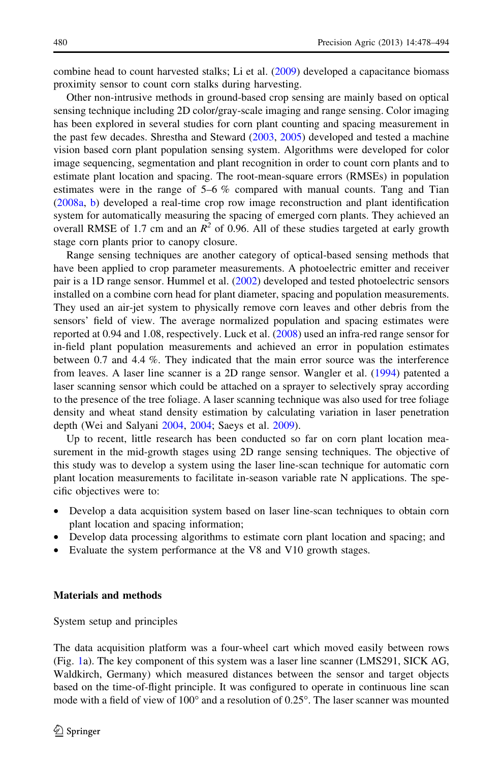combine head to count harvested stalks; Li et al. (2009) developed a capacitance biomass proximity sensor to count corn stalks during harvesting.

Other non-intrusive methods in ground-based crop sensing are mainly based on optical sensing technique including 2D color/gray-scale imaging and range sensing. Color imaging has been explored in several studies for corn plant counting and spacing measurement in the past few decades. Shrestha and Steward (2003, 2005) developed and tested a machine vision based corn plant population sensing system. Algorithms were developed for color image sequencing, segmentation and plant recognition in order to count corn plants and to estimate plant location and spacing. The root-mean-square errors (RMSEs) in population estimates were in the range of 5–6 % compared with manual counts. Tang and Tian (2008a, b) developed a real-time crop row image reconstruction and plant identification system for automatically measuring the spacing of emerged corn plants. They achieved an overall RMSE of 1.7 cm and an $R^2$ of 0.96. All of these studies targeted at early growth stage corn plants prior to canopy closure.

Range sensing techniques are another category of optical-based sensing methods that have been applied to crop parameter measurements. A photoelectric emitter and receiver pair is a 1D range sensor. Hummel et al. (2002) developed and tested photoelectric sensors installed on a combine corn head for plant diameter, spacing and population measurements. They used an air-jet system to physically remove corn leaves and other debris from the sensors' field of view. The average normalized population and spacing estimates were reported at 0.94 and 1.08, respectively. Luck et al. (2008) used an infra-red range sensor for in-field plant population measurements and achieved an error in population estimates between 0.7 and 4.4 %. They indicated that the main error source was the interference from leaves. A laser line scanner is a 2D range sensor. Wangler et al. (1994) patented a laser scanning sensor which could be attached on a sprayer to selectively spray according to the presence of the tree foliage. A laser scanning technique was also used for tree foliage density and wheat stand density estimation by calculating variation in laser penetration depth (Wei and Salyani 2004, 2004; Saeys et al. 2009).

Up to recent, little research has been conducted so far on corn plant location measurement in the mid-growth stages using 2D range sensing techniques. The objective of this study was to develop a system using the laser line-scan technique for automatic corn plant location measurements to facilitate in-season variable rate N applications. The specific objectives were to:

- Develop a data acquisition system based on laser line-scan techniques to obtain corn plant location and spacing information;
- Develop data processing algorithms to estimate corn plant location and spacing; and
- Evaluate the system performance at the V8 and V10 growth stages.

## Materials and methods

### System setup and principles

The data acquisition platform was a four-wheel cart which moved easily between rows (Fig. 1a). The key component of this system was a laser line scanner (LMS291, SICK AG, Waldkirch, Germany) which measured distances between the sensor and target objects based on the time-of-flight principle. It was configured to operate in continuous line scan mode with a field of view of 100° and a resolution of 0.25°. The laser scanner was mounted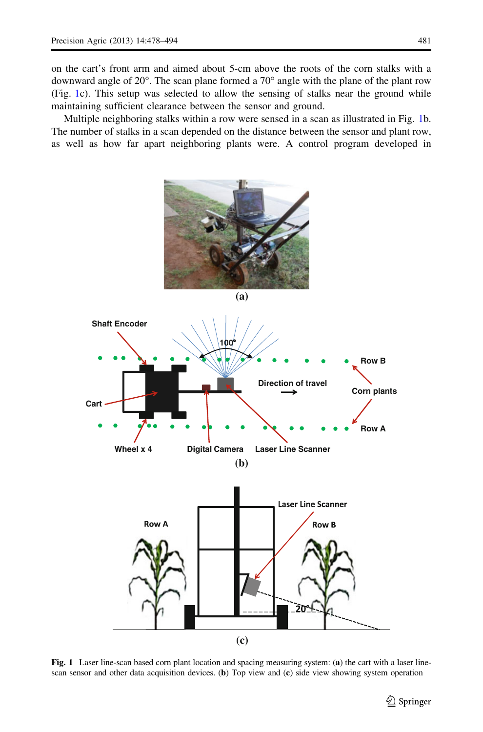on the cart's front arm and aimed about 5-cm above the roots of the corn stalks with a downward angle of 20°. The scan plane formed a 70° angle with the plane of the plant row (Fig. 1c). This setup was selected to allow the sensing of stalks near the ground while maintaining sufficient clearance between the sensor and ground.

Multiple neighboring stalks within a row were sensed in a scan as illustrated in Fig. 1b. The number of stalks in a scan depended on the distance between the sensor and plant row, as well as how far apart neighboring plants were. A control program developed in

**Fig. 1** Laser line-scan based corn plant location and spacing measuring system: (**a**) the cart with a laser line-scan sensor and other data acquisition devices. (**b**) Top view and (**c**) side view showing system operation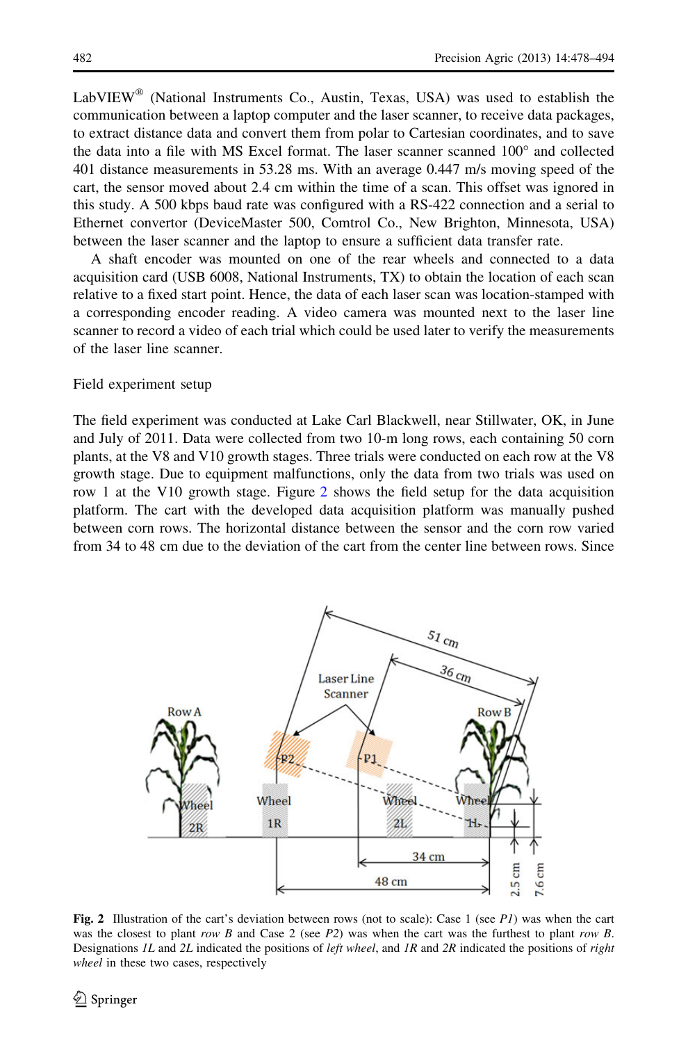LabVIEW® (National Instruments Co., Austin, Texas, USA) was used to establish the communication between a laptop computer and the laser scanner, to receive data packages, to extract distance data and convert them from polar to Cartesian coordinates, and to save the data into a file with MS Excel format. The laser scanner scanned 100° and collected 401 distance measurements in 53.28 ms. With an average 0.447 m/s moving speed of the cart, the sensor moved about 2.4 cm within the time of a scan. This offset was ignored in this study. A 500 kbps baud rate was configured with a RS-422 connection and a serial to Ethernet convertor (DeviceMaster 500, Comtrol Co., New Brighton, Minnesota, USA) between the laser scanner and the laptop to ensure a sufficient data transfer rate.

A shaft encoder was mounted on one of the rear wheels and connected to a data acquisition card (USB 6008, National Instruments, TX) to obtain the location of each scan relative to a fixed start point. Hence, the data of each laser scan was location-stamped with a corresponding encoder reading. A video camera was mounted next to the laser line scanner to record a video of each trial which could be used later to verify the measurements of the laser line scanner.

## Field experiment setup

The field experiment was conducted at Lake Carl Blackwell, near Stillwater, OK, in June and July of 2011. Data were collected from two 10-m long rows, each containing 50 corn plants, at the V8 and V10 growth stages. Three trials were conducted on each row at the V8 growth stage. Due to equipment malfunctions, only the data from two trials was used on row 1 at the V10 growth stage. Figure 2 shows the field setup for the data acquisition platform. The cart with the developed data acquisition platform was manually pushed between corn rows. The horizontal distance between the sensor and the corn row varied from 34 to 48 cm due to the deviation of the cart from the center line between rows. Since

**Fig. 2** Illustration of the cart's deviation between rows (not to scale): Case 1 (see *P1*) was when the cart was the closest to plant *row B* and Case 2 (see *P2*) was when the cart was the furthest to plant *row B*. Designations *1L* and *2L* indicated the positions of *left wheel*, and *1R* and *2R* indicated the positions of *right wheel* in these two cases, respectively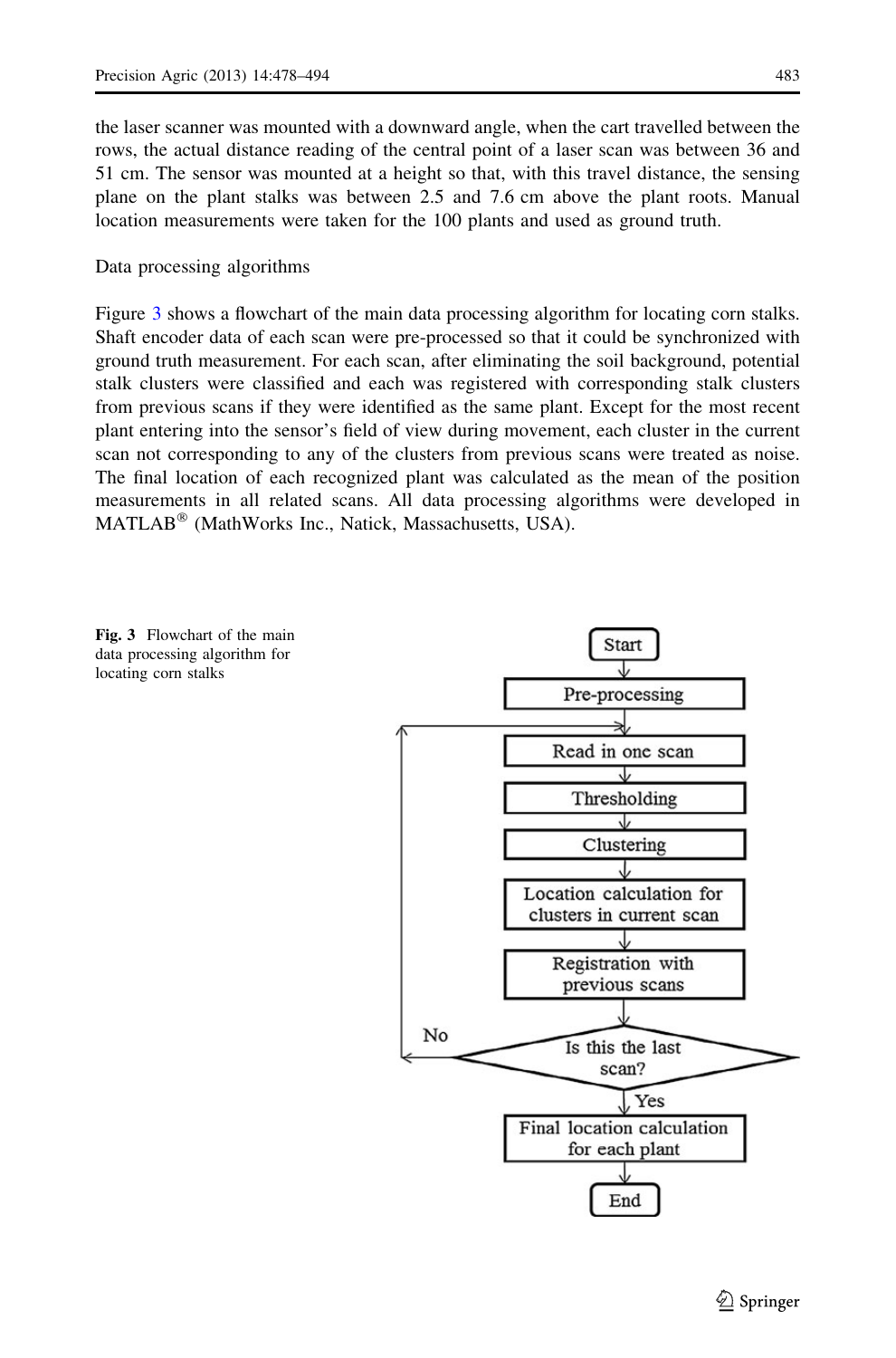the laser scanner was mounted with a downward angle, when the cart travelled between the rows, the actual distance reading of the central point of a laser scan was between 36 and 51 cm. The sensor was mounted at a height so that, with this travel distance, the sensing plane on the plant stalks was between 2.5 and 7.6 cm above the plant roots. Manual location measurements were taken for the 100 plants and used as ground truth.

## Data processing algorithms

Figure 3 shows a flowchart of the main data processing algorithm for locating corn stalks. Shaft encoder data of each scan were pre-processed so that it could be synchronized with ground truth measurement. For each scan, after eliminating the soil background, potential stalk clusters were classified and each was registered with corresponding stalk clusters from previous scans if they were identified as the same plant. Except for the most recent plant entering into the sensor's field of view during movement, each cluster in the current scan not corresponding to any of the clusters from previous scans were treated as noise. The final location of each recognized plant was calculated as the mean of the position measurements in all related scans. All data processing algorithms were developed in MATLAB® (MathWorks Inc., Natick, Massachusetts, USA).

Start → Pre-processing → Read in one scan → Thresholding → Clustering → Location calculation for clusters in current scan → Registration with previous scans → Is this the last scan? (No → Read in one scan; Yes → Final location calculation for each plant) → End

**Fig. 3** Flowchart of the main data processing algorithm for locating corn stalks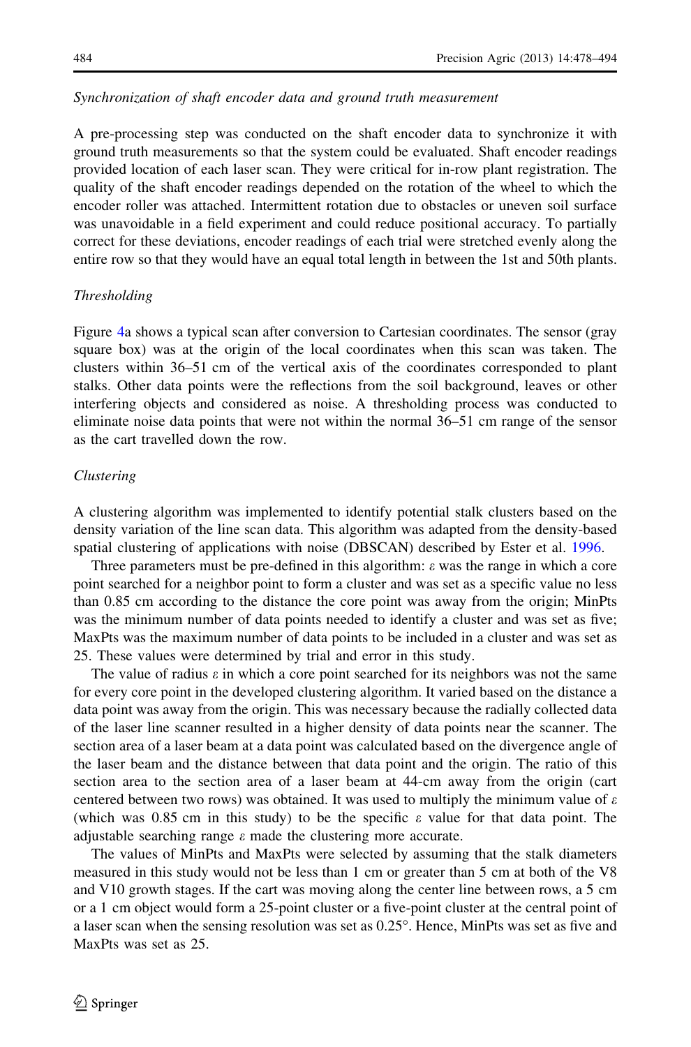*Synchronization of shaft encoder data and ground truth measurement*

A pre-processing step was conducted on the shaft encoder data to synchronize it with ground truth measurements so that the system could be evaluated. Shaft encoder readings provided location of each laser scan. They were critical for in-row plant registration. The quality of the shaft encoder readings depended on the rotation of the wheel to which the encoder roller was attached. Intermittent rotation due to obstacles or uneven soil surface was unavoidable in a field experiment and could reduce positional accuracy. To partially correct for these deviations, encoder readings of each trial were stretched evenly along the entire row so that they would have an equal total length in between the 1st and 50th plants.

*Thresholding*

Figure 4a shows a typical scan after conversion to Cartesian coordinates. The sensor (gray square box) was at the origin of the local coordinates when this scan was taken. The clusters within 36–51 cm of the vertical axis of the coordinates corresponded to plant stalks. Other data points were the reflections from the soil background, leaves or other interfering objects and considered as noise. A thresholding process was conducted to eliminate noise data points that were not within the normal 36–51 cm range of the sensor as the cart travelled down the row.

*Clustering*

A clustering algorithm was implemented to identify potential stalk clusters based on the density variation of the line scan data. This algorithm was adapted from the density-based spatial clustering of applications with noise (DBSCAN) described by Ester et al. 1996.

Three parameters must be pre-defined in this algorithm: $\varepsilon$ was the range in which a core point searched for a neighbor point to form a cluster and was set as a specific value no less than 0.85 cm according to the distance the core point was away from the origin; MinPts was the minimum number of data points needed to identify a cluster and was set as five; MaxPts was the maximum number of data points to be included in a cluster and was set as 25. These values were determined by trial and error in this study.

The value of radius $\varepsilon$ in which a core point searched for its neighbors was not the same for every core point in the developed clustering algorithm. It varied based on the distance a data point was away from the origin. This was necessary because the radially collected data of the laser line scanner resulted in a higher density of data points near the scanner. The section area of a laser beam at a data point was calculated based on the divergence angle of the laser beam and the distance between that data point and the origin. The ratio of this section area to the section area of a laser beam at 44-cm away from the origin (cart centered between two rows) was obtained. It was used to multiply the minimum value of $\varepsilon$ (which was 0.85 cm in this study) to be the specific $\varepsilon$ value for that data point. The adjustable searching range $\varepsilon$ made the clustering more accurate.

The values of MinPts and MaxPts were selected by assuming that the stalk diameters measured in this study would not be less than 1 cm or greater than 5 cm at both of the V8 and V10 growth stages. If the cart was moving along the center line between rows, a 5 cm or a 1 cm object would form a 25-point cluster or a five-point cluster at the central point of a laser scan when the sensing resolution was set as 0.25°. Hence, MinPts was set as five and MaxPts was set as 25.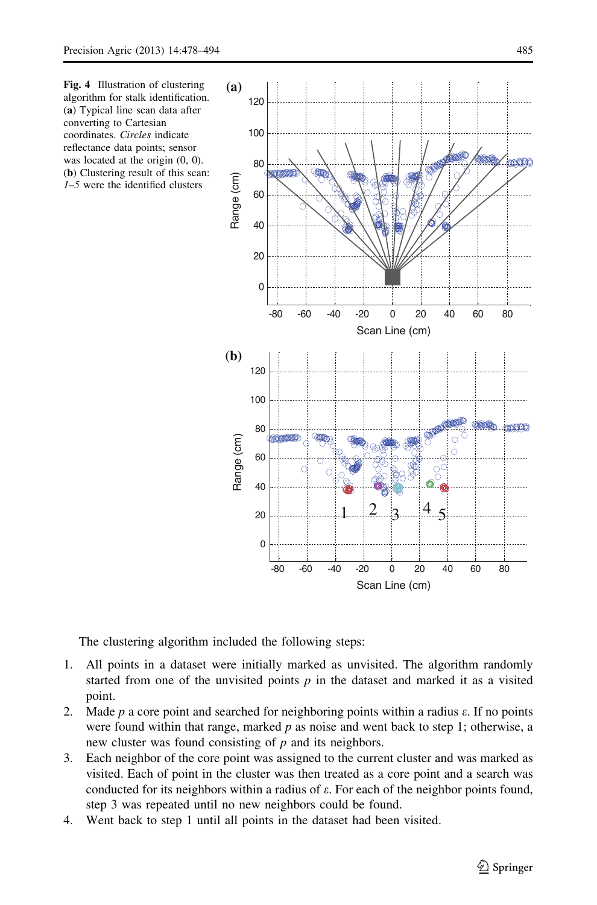**Fig. 4** Illustration of clustering algorithm for stalk identification. (**a**) Typical line scan data after converting to Cartesian coordinates. *Circles* indicate reflectance data points; sensor was located at the origin (0, 0). (**b**) Clustering result of this scan: *1–5* were the identified clusters

The clustering algorithm included the following steps:

1. All points in a dataset were initially marked as unvisited. The algorithm randomly started from one of the unvisited points $p$ in the dataset and marked it as a visited point.
2. Made $p$ a core point and searched for neighboring points within a radius $\varepsilon$. If no points were found within that range, marked $p$ as noise and went back to step 1; otherwise, a new cluster was found consisting of $p$ and its neighbors.
3. Each neighbor of the core point was assigned to the current cluster and was marked as visited. Each of point in the cluster was then treated as a core point and a search was conducted for its neighbors within a radius of $\varepsilon$. For each of the neighbor points found, step 3 was repeated until no new neighbors could be found.
4. Went back to step 1 until all points in the dataset had been visited.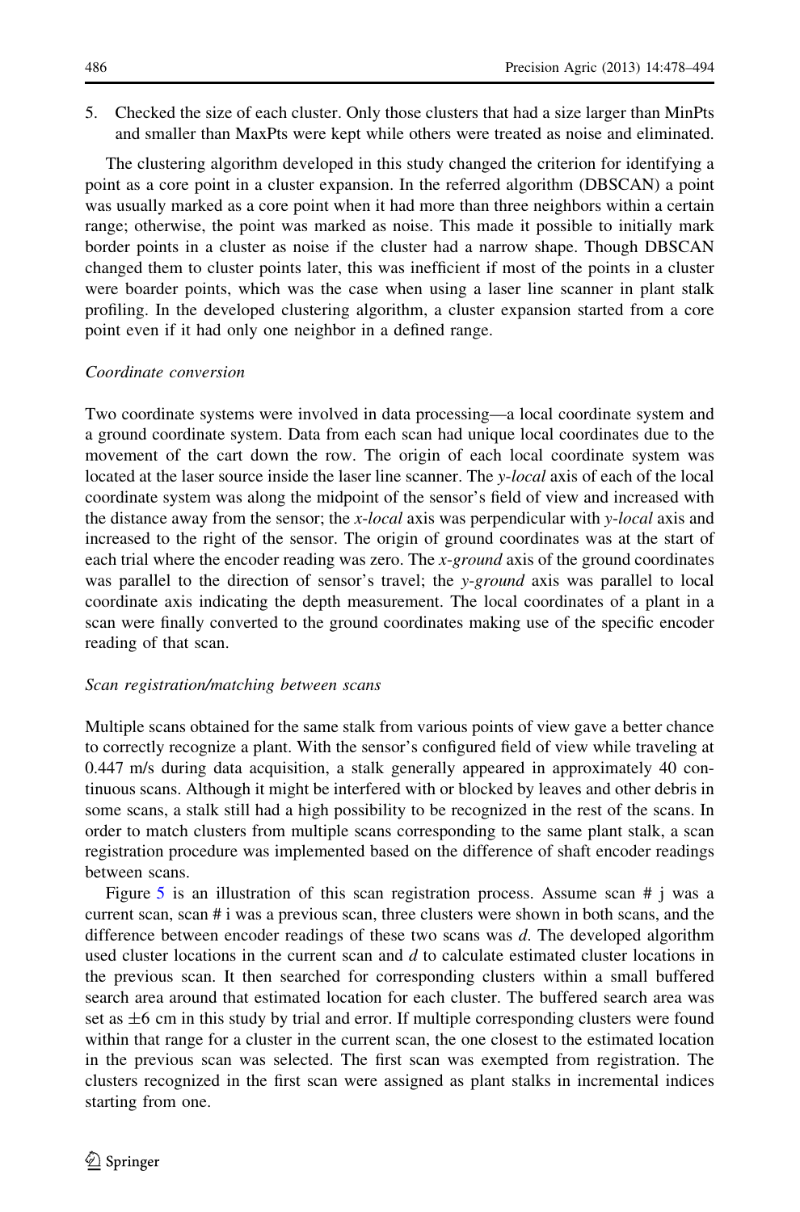5. Checked the size of each cluster. Only those clusters that had a size larger than MinPts and smaller than MaxPts were kept while others were treated as noise and eliminated.

The clustering algorithm developed in this study changed the criterion for identifying a point as a core point in a cluster expansion. In the referred algorithm (DBSCAN) a point was usually marked as a core point when it had more than three neighbors within a certain range; otherwise, the point was marked as noise. This made it possible to initially mark border points in a cluster as noise if the cluster had a narrow shape. Though DBSCAN changed them to cluster points later, this was inefficient if most of the points in a cluster were boarder points, which was the case when using a laser line scanner in plant stalk profiling. In the developed clustering algorithm, a cluster expansion started from a core point even if it had only one neighbor in a defined range.

*Coordinate conversion*

Two coordinate systems were involved in data processing—a local coordinate system and a ground coordinate system. Data from each scan had unique local coordinates due to the movement of the cart down the row. The origin of each local coordinate system was located at the laser source inside the laser line scanner. The *y-local* axis of each of the local coordinate system was along the midpoint of the sensor's field of view and increased with the distance away from the sensor; the *x-local* axis was perpendicular with *y-local* axis and increased to the right of the sensor. The origin of ground coordinates was at the start of each trial where the encoder reading was zero. The *x-ground* axis of the ground coordinates was parallel to the direction of sensor's travel; the *y-ground* axis was parallel to local coordinate axis indicating the depth measurement. The local coordinates of a plant in a scan were finally converted to the ground coordinates making use of the specific encoder reading of that scan.

*Scan registration/matching between scans*

Multiple scans obtained for the same stalk from various points of view gave a better chance to correctly recognize a plant. With the sensor's configured field of view while traveling at 0.447 m/s during data acquisition, a stalk generally appeared in approximately 40 continuous scans. Although it might be interfered with or blocked by leaves and other debris in some scans, a stalk still had a high possibility to be recognized in the rest of the scans. In order to match clusters from multiple scans corresponding to the same plant stalk, a scan registration procedure was implemented based on the difference of shaft encoder readings between scans.

Figure 5 is an illustration of this scan registration process. Assume scan # j was a current scan, scan # i was a previous scan, three clusters were shown in both scans, and the difference between encoder readings of these two scans was $d$. The developed algorithm used cluster locations in the current scan and $d$ to calculate estimated cluster locations in the previous scan. It then searched for corresponding clusters within a small buffered search area around that estimated location for each cluster. The buffered search area was set as $\pm 6$ cm in this study by trial and error. If multiple corresponding clusters were found within that range for a cluster in the current scan, the one closest to the estimated location in the previous scan was selected. The first scan was exempted from registration. The clusters recognized in the first scan were assigned as plant stalks in incremental indices starting from one.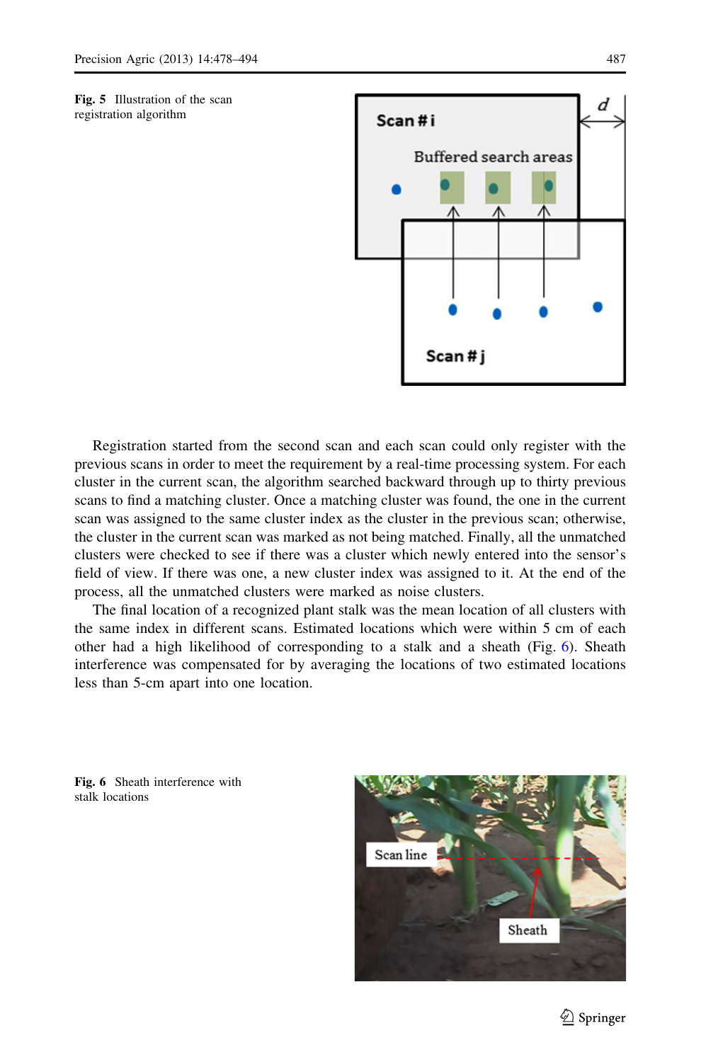Fig. 5 Illustration of the scan registration algorithm

Registration started from the second scan and each scan could only register with the previous scans in order to meet the requirement by a real-time processing system. For each cluster in the current scan, the algorithm searched backward through up to thirty previous scans to find a matching cluster. Once a matching cluster was found, the one in the current scan was assigned to the same cluster index as the cluster in the previous scan; otherwise, the cluster in the current scan was marked as not being matched. Finally, all the unmatched clusters were checked to see if there was a cluster which newly entered into the sensor's field of view. If there was one, a new cluster index was assigned to it. At the end of the process, all the unmatched clusters were marked as noise clusters.

The final location of a recognized plant stalk was the mean location of all clusters with the same index in different scans. Estimated locations which were within 5 cm of each other had a high likelihood of corresponding to a stalk and a sheath (Fig. 6). Sheath interference was compensated for by averaging the locations of two estimated locations less than 5-cm apart into one location.

Fig. 6 Sheath interference with stalk locations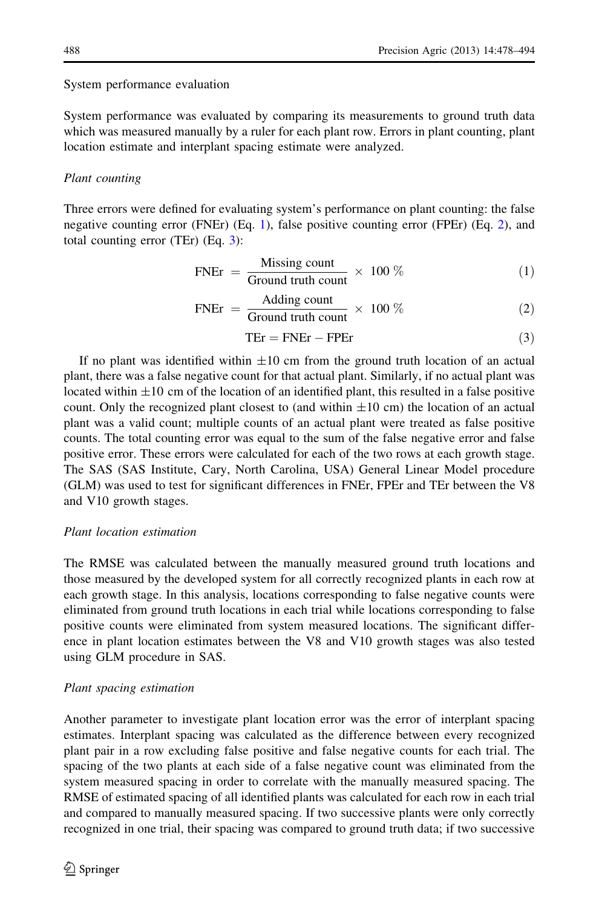System performance evaluation

System performance was evaluated by comparing its measurements to ground truth data which was measured manually by a ruler for each plant row. Errors in plant counting, plant location estimate and interplant spacing estimate were analyzed.

*Plant counting*

Three errors were defined for evaluating system's performance on plant counting: the false negative counting error (FNEr) (Eq. 1), false positive counting error (FPEr) (Eq. 2), and total counting error (TEr) (Eq. 3):

$$\text{FNEr} = \frac{\text{Missing count}}{\text{Ground truth count}} \times 100\,\% \tag{1}$$

$$\text{FNEr} = \frac{\text{Adding count}}{\text{Ground truth count}} \times 100\,\% \tag{2}$$

$$\text{TEr} = \text{FNEr} - \text{FPEr} \tag{3}$$

If no plant was identified within ±10 cm from the ground truth location of an actual plant, there was a false negative count for that actual plant. Similarly, if no actual plant was located within ±10 cm of the location of an identified plant, this resulted in a false positive count. Only the recognized plant closest to (and within ±10 cm) the location of an actual plant was a valid count; multiple counts of an actual plant were treated as false positive counts. The total counting error was equal to the sum of the false negative error and false positive error. These errors were calculated for each of the two rows at each growth stage. The SAS (SAS Institute, Cary, North Carolina, USA) General Linear Model procedure (GLM) was used to test for significant differences in FNEr, FPEr and TEr between the V8 and V10 growth stages.

*Plant location estimation*

The RMSE was calculated between the manually measured ground truth locations and those measured by the developed system for all correctly recognized plants in each row at each growth stage. In this analysis, locations corresponding to false negative counts were eliminated from ground truth locations in each trial while locations corresponding to false positive counts were eliminated from system measured locations. The significant difference in plant location estimates between the V8 and V10 growth stages was also tested using GLM procedure in SAS.

*Plant spacing estimation*

Another parameter to investigate plant location error was the error of interplant spacing estimates. Interplant spacing was calculated as the difference between every recognized plant pair in a row excluding false positive and false negative counts for each trial. The spacing of the two plants at each side of a false negative count was eliminated from the system measured spacing in order to correlate with the manually measured spacing. The RMSE of estimated spacing of all identified plants was calculated for each row in each trial and compared to manually measured spacing. If two successive plants were only correctly recognized in one trial, their spacing was compared to ground truth data; if two successive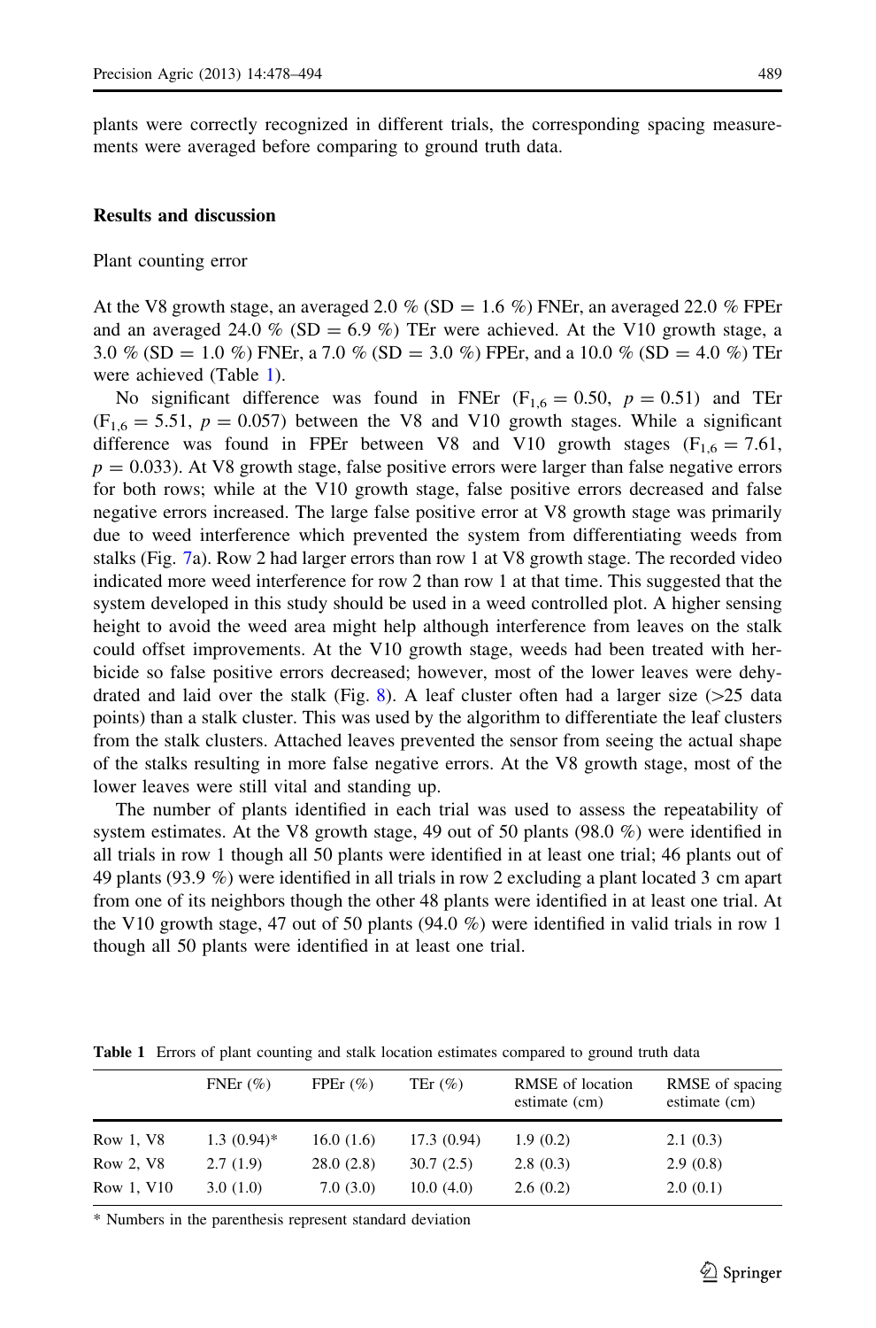plants were correctly recognized in different trials, the corresponding spacing measurements were averaged before comparing to ground truth data.

## Results and discussion

### Plant counting error

At the V8 growth stage, an averaged 2.0 % (SD = 1.6 %) FNEr, an averaged 22.0 % FPEr and an averaged 24.0 % (SD = 6.9 %) TEr were achieved. At the V10 growth stage, a 3.0 % (SD = 1.0 %) FNEr, a 7.0 % (SD = 3.0 %) FPEr, and a 10.0 % (SD = 4.0 %) TEr were achieved (Table 1).

No significant difference was found in FNEr ($F_{1,6} = 0.50$, $p = 0.51$) and TEr ($F_{1,6} = 5.51$, $p = 0.057$) between the V8 and V10 growth stages. While a significant difference was found in FPEr between V8 and V10 growth stages ($F_{1,6} = 7.61$, $p = 0.033$). At V8 growth stage, false positive errors were larger than false negative errors for both rows; while at the V10 growth stage, false positive errors decreased and false negative errors increased. The large false positive error at V8 growth stage was primarily due to weed interference which prevented the system from differentiating weeds from stalks (Fig. 7a). Row 2 had larger errors than row 1 at V8 growth stage. The recorded video indicated more weed interference for row 2 than row 1 at that time. This suggested that the system developed in this study should be used in a weed controlled plot. A higher sensing height to avoid the weed area might help although interference from leaves on the stalk could offset improvements. At the V10 growth stage, weeds had been treated with herbicide so false positive errors decreased; however, most of the lower leaves were dehydrated and laid over the stalk (Fig. 8). A leaf cluster often had a larger size (>25 data points) than a stalk cluster. This was used by the algorithm to differentiate the leaf clusters from the stalk clusters. Attached leaves prevented the sensor from seeing the actual shape of the stalks resulting in more false negative errors. At the V8 growth stage, most of the lower leaves were still vital and standing up.

The number of plants identified in each trial was used to assess the repeatability of system estimates. At the V8 growth stage, 49 out of 50 plants (98.0 %) were identified in all trials in row 1 though all 50 plants were identified in at least one trial; 46 plants out of 49 plants (93.9 %) were identified in all trials in row 2 excluding a plant located 3 cm apart from one of its neighbors though the other 48 plants were identified in at least one trial. At the V10 growth stage, 47 out of 50 plants (94.0 %) were identified in valid trials in row 1 though all 50 plants were identified in at least one trial.

**Table 1** Errors of plant counting and stalk location estimates compared to ground truth data

| | FNEr (%) | FPEr (%) | TEr (%) | RMSE of location estimate (cm) | RMSE of spacing estimate (cm) |
|---|---|---|---|---|---|
| Row 1, V8 | 1.3 (0.94)* | 16.0 (1.6) | 17.3 (0.94) | 1.9 (0.2) | 2.1 (0.3) |
| Row 2, V8 | 2.7 (1.9) | 28.0 (2.8) | 30.7 (2.5) | 2.8 (0.3) | 2.9 (0.8) |
| Row 1, V10 | 3.0 (1.0) | 7.0 (3.0) | 10.0 (4.0) | 2.6 (0.2) | 2.0 (0.1) |

\* Numbers in the parenthesis represent standard deviation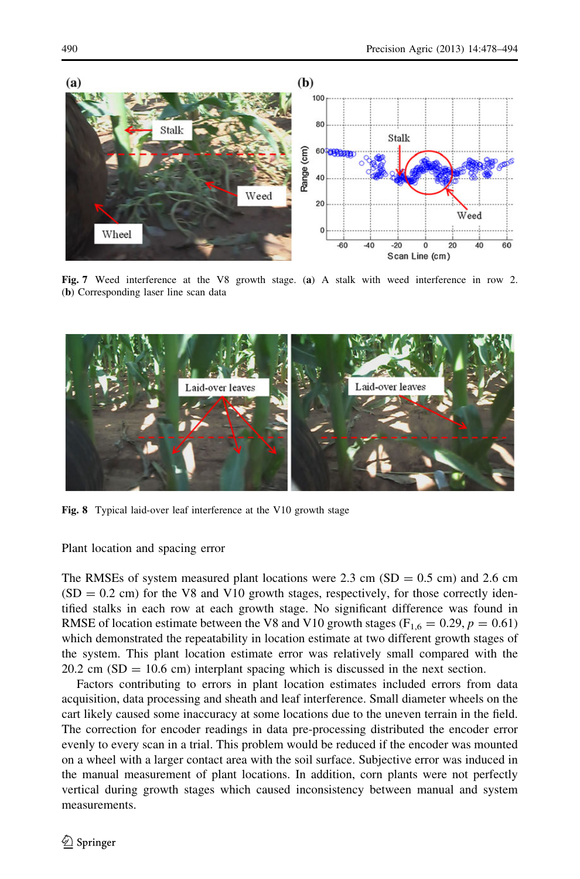**Fig. 7** Weed interference at the V8 growth stage. (**a**) A stalk with weed interference in row 2. (**b**) Corresponding laser line scan data

**Fig. 8** Typical laid-over leaf interference at the V10 growth stage

Plant location and spacing error

The RMSEs of system measured plant locations were 2.3 cm (SD = 0.5 cm) and 2.6 cm (SD = 0.2 cm) for the V8 and V10 growth stages, respectively, for those correctly identified stalks in each row at each growth stage. No significant difference was found in RMSE of location estimate between the V8 and V10 growth stages ($F_{1,6} = 0.29$, $p = 0.61$) which demonstrated the repeatability in location estimate at two different growth stages of the system. This plant location estimate error was relatively small compared with the 20.2 cm (SD = 10.6 cm) interplant spacing which is discussed in the next section.

Factors contributing to errors in plant location estimates included errors from data acquisition, data processing and sheath and leaf interference. Small diameter wheels on the cart likely caused some inaccuracy at some locations due to the uneven terrain in the field. The correction for encoder readings in data pre-processing distributed the encoder error evenly to every scan in a trial. This problem would be reduced if the encoder was mounted on a wheel with a larger contact area with the soil surface. Subjective error was induced in the manual measurement of plant locations. In addition, corn plants were not perfectly vertical during growth stages which caused inconsistency between manual and system measurements.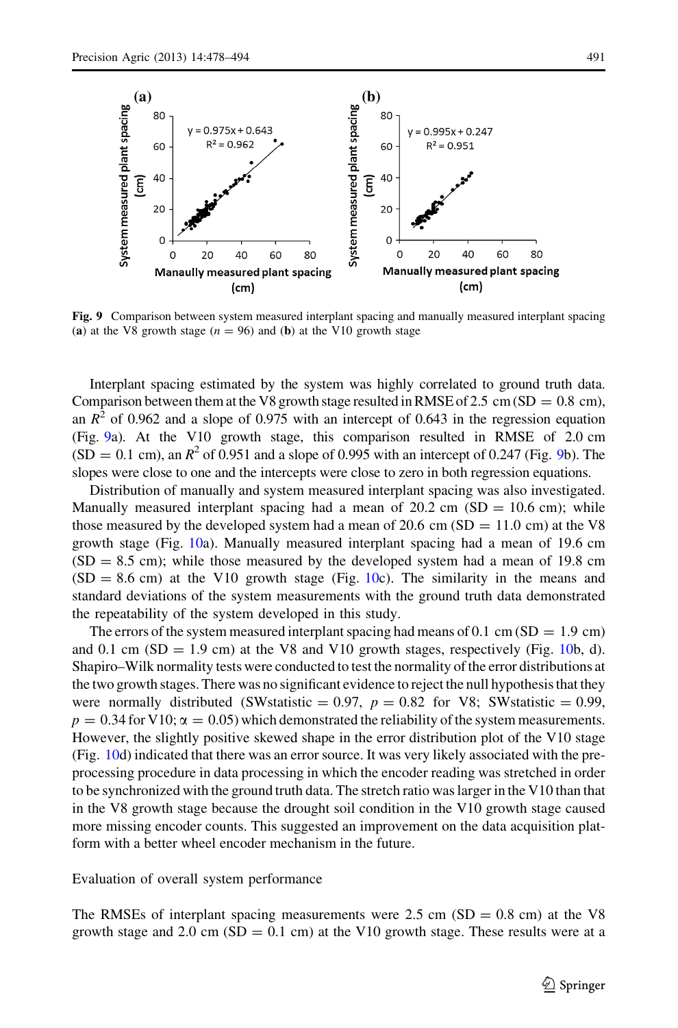**Fig. 9** Comparison between system measured interplant spacing and manually measured interplant spacing (**a**) at the V8 growth stage ($n = 96$) and (**b**) at the V10 growth stage

Interplant spacing estimated by the system was highly correlated to ground truth data. Comparison between them at the V8 growth stage resulted in RMSE of 2.5 cm (SD = 0.8 cm), an $R^2$ of 0.962 and a slope of 0.975 with an intercept of 0.643 in the regression equation (Fig. 9a). At the V10 growth stage, this comparison resulted in RMSE of 2.0 cm (SD = 0.1 cm), an $R^2$ of 0.951 and a slope of 0.995 with an intercept of 0.247 (Fig. 9b). The slopes were close to one and the intercepts were close to zero in both regression equations.

Distribution of manually and system measured interplant spacing was also investigated. Manually measured interplant spacing had a mean of 20.2 cm (SD = 10.6 cm); while those measured by the developed system had a mean of 20.6 cm (SD = 11.0 cm) at the V8 growth stage (Fig. 10a). Manually measured interplant spacing had a mean of 19.6 cm (SD = 8.5 cm); while those measured by the developed system had a mean of 19.8 cm (SD = 8.6 cm) at the V10 growth stage (Fig. 10c). The similarity in the means and standard deviations of the system measurements with the ground truth data demonstrated the repeatability of the system developed in this study.

The errors of the system measured interplant spacing had means of 0.1 cm (SD = 1.9 cm) and 0.1 cm (SD = 1.9 cm) at the V8 and V10 growth stages, respectively (Fig. 10b, d). Shapiro–Wilk normality tests were conducted to test the normality of the error distributions at the two growth stages. There was no significant evidence to reject the null hypothesis that they were normally distributed (SWstatistic = 0.97, $p = 0.82$ for V8; SWstatistic = 0.99, $p = 0.34$ for V10; $\alpha = 0.05$) which demonstrated the reliability of the system measurements. However, the slightly positive skewed shape in the error distribution plot of the V10 stage (Fig. 10d) indicated that there was an error source. It was very likely associated with the pre-processing procedure in data processing in which the encoder reading was stretched in order to be synchronized with the ground truth data. The stretch ratio was larger in the V10 than that in the V8 growth stage because the drought soil condition in the V10 growth stage caused more missing encoder counts. This suggested an improvement on the data acquisition platform with a better wheel encoder mechanism in the future.

## Evaluation of overall system performance

The RMSEs of interplant spacing measurements were 2.5 cm (SD = 0.8 cm) at the V8 growth stage and 2.0 cm (SD = 0.1 cm) at the V10 growth stage. These results were at a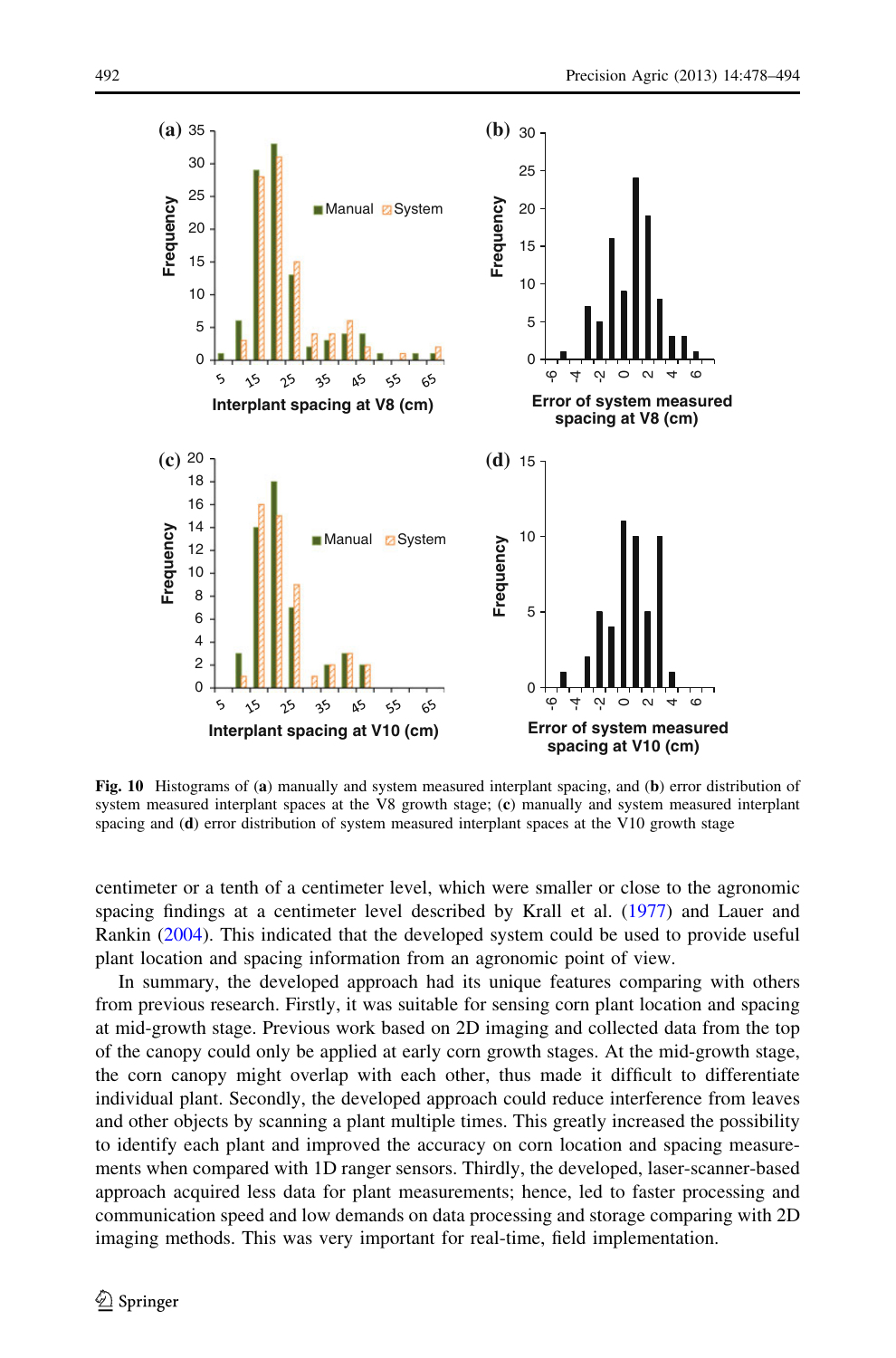Fig. 10 Histograms of (**a**) manually and system measured interplant spacing, and (**b**) error distribution of system measured interplant spaces at the V8 growth stage; (**c**) manually and system measured interplant spacing and (**d**) error distribution of system measured interplant spaces at the V10 growth stage

centimeter or a tenth of a centimeter level, which were smaller or close to the agronomic spacing findings at a centimeter level described by Krall et al. (1977) and Lauer and Rankin (2004). This indicated that the developed system could be used to provide useful plant location and spacing information from an agronomic point of view.

In summary, the developed approach had its unique features comparing with others from previous research. Firstly, it was suitable for sensing corn plant location and spacing at mid-growth stage. Previous work based on 2D imaging and collected data from the top of the canopy could only be applied at early corn growth stages. At the mid-growth stage, the corn canopy might overlap with each other, thus made it difficult to differentiate individual plant. Secondly, the developed approach could reduce interference from leaves and other objects by scanning a plant multiple times. This greatly increased the possibility to identify each plant and improved the accuracy on corn location and spacing measurements when compared with 1D ranger sensors. Thirdly, the developed, laser-scanner-based approach acquired less data for plant measurements; hence, led to faster processing and communication speed and low demands on data processing and storage comparing with 2D imaging methods. This was very important for real-time, field implementation.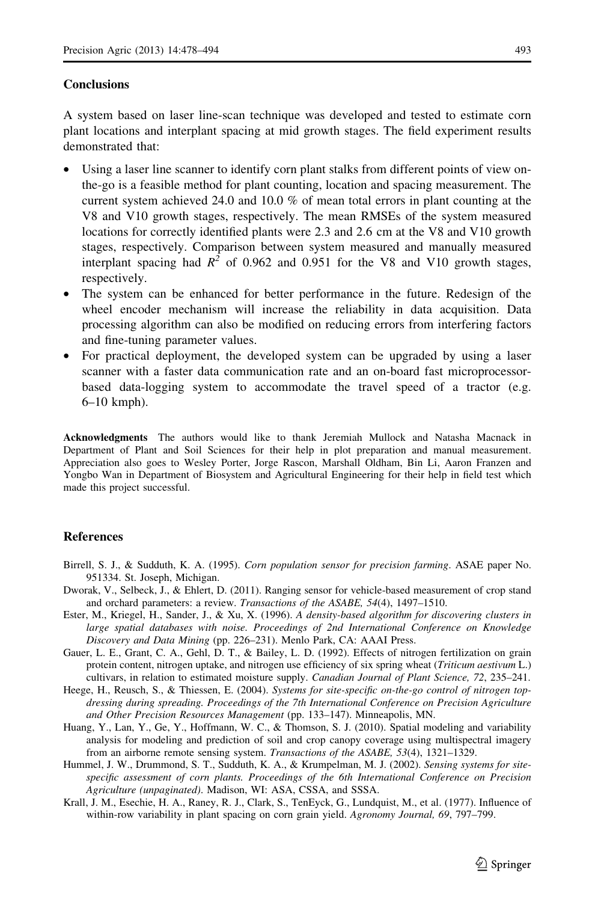## Conclusions

A system based on laser line-scan technique was developed and tested to estimate corn plant locations and interplant spacing at mid growth stages. The field experiment results demonstrated that:

- Using a laser line scanner to identify corn plant stalks from different points of view on-the-go is a feasible method for plant counting, location and spacing measurement. The current system achieved 24.0 and 10.0 % of mean total errors in plant counting at the V8 and V10 growth stages, respectively. The mean RMSEs of the system measured locations for correctly identified plants were 2.3 and 2.6 cm at the V8 and V10 growth stages, respectively. Comparison between system measured and manually measured interplant spacing had $R^2$ of 0.962 and 0.951 for the V8 and V10 growth stages, respectively.
- The system can be enhanced for better performance in the future. Redesign of the wheel encoder mechanism will increase the reliability in data acquisition. Data processing algorithm can also be modified on reducing errors from interfering factors and fine-tuning parameter values.
- For practical deployment, the developed system can be upgraded by using a laser scanner with a faster data communication rate and an on-board fast microprocessor-based data-logging system to accommodate the travel speed of a tractor (e.g. 6–10 kmph).

**Acknowledgments** The authors would like to thank Jeremiah Mullock and Natasha Macnack in Department of Plant and Soil Sciences for their help in plot preparation and manual measurement. Appreciation also goes to Wesley Porter, Jorge Rascon, Marshall Oldham, Bin Li, Aaron Franzen and Yongbo Wan in Department of Biosystem and Agricultural Engineering for their help in field test which made this project successful.

## References

Birrell, S. J., & Sudduth, K. A. (1995). *Corn population sensor for precision farming*. ASAE paper No. 951334. St. Joseph, Michigan.

Dworak, V., Selbeck, J., & Ehlert, D. (2011). Ranging sensor for vehicle-based measurement of crop stand and orchard parameters: a review. *Transactions of the ASABE, 54*(4), 1497–1510.

Ester, M., Kriegel, H., Sander, J., & Xu, X. (1996). *A density-based algorithm for discovering clusters in large spatial databases with noise. Proceedings of 2nd International Conference on Knowledge Discovery and Data Mining* (pp. 226–231). Menlo Park, CA: AAAI Press.

Gauer, L. E., Grant, C. A., Gehl, D. T., & Bailey, L. D. (1992). Effects of nitrogen fertilization on grain protein content, nitrogen uptake, and nitrogen use efficiency of six spring wheat (*Triticum aestivum* L.) cultivars, in relation to estimated moisture supply. *Canadian Journal of Plant Science, 72*, 235–241.

Heege, H., Reusch, S., & Thiessen, E. (2004). *Systems for site-specific on-the-go control of nitrogen top-dressing during spreading. Proceedings of the 7th International Conference on Precision Agriculture and Other Precision Resources Management* (pp. 133–147). Minneapolis, MN.

Huang, Y., Lan, Y., Ge, Y., Hoffmann, W. C., & Thomson, S. J. (2010). Spatial modeling and variability analysis for modeling and prediction of soil and crop canopy coverage using multispectral imagery from an airborne remote sensing system. *Transactions of the ASABE, 53*(4), 1321–1329.

Hummel, J. W., Drummond, S. T., Sudduth, K. A., & Krumpelman, M. J. (2002). *Sensing systems for site-specific assessment of corn plants. Proceedings of the 6th International Conference on Precision Agriculture (unpaginated)*. Madison, WI: ASA, CSSA, and SSSA.

Krall, J. M., Esechie, H. A., Raney, R. J., Clark, S., TenEyck, G., Lundquist, M., et al. (1977). Influence of within-row variability in plant spacing on corn grain yield. *Agronomy Journal, 69*, 797–799.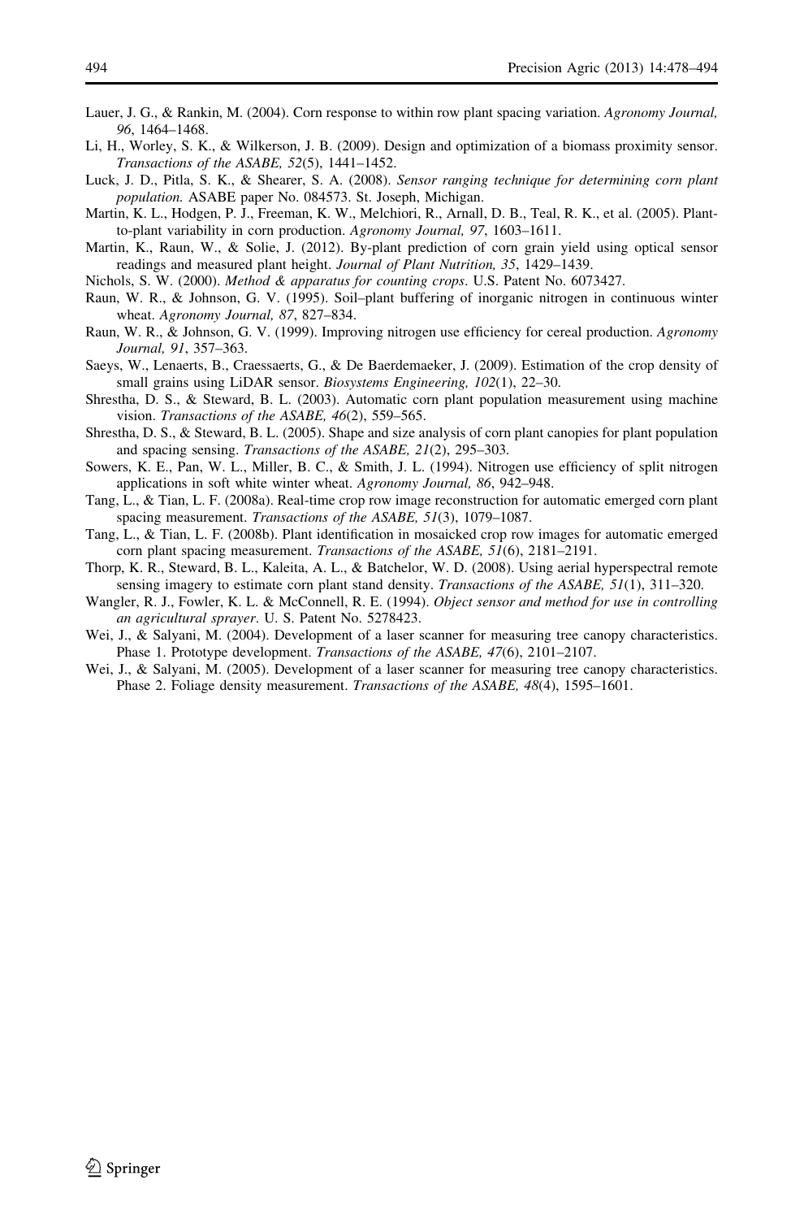Lauer, J. G., & Rankin, M. (2004). Corn response to within row plant spacing variation. *Agronomy Journal, 96*, 1464–1468.

Li, H., Worley, S. K., & Wilkerson, J. B. (2009). Design and optimization of a biomass proximity sensor. *Transactions of the ASABE, 52*(5), 1441–1452.

Luck, J. D., Pitla, S. K., & Shearer, S. A. (2008). *Sensor ranging technique for determining corn plant population.* ASABE paper No. 084573. St. Joseph, Michigan.

Martin, K. L., Hodgen, P. J., Freeman, K. W., Melchiori, R., Arnall, D. B., Teal, R. K., et al. (2005). Plant-to-plant variability in corn production. *Agronomy Journal, 97*, 1603–1611.

Martin, K., Raun, W., & Solie, J. (2012). By-plant prediction of corn grain yield using optical sensor readings and measured plant height. *Journal of Plant Nutrition, 35*, 1429–1439.

Nichols, S. W. (2000). *Method & apparatus for counting crops*. U.S. Patent No. 6073427.

Raun, W. R., & Johnson, G. V. (1995). Soil–plant buffering of inorganic nitrogen in continuous winter wheat. *Agronomy Journal, 87*, 827–834.

Raun, W. R., & Johnson, G. V. (1999). Improving nitrogen use efficiency for cereal production. *Agronomy Journal, 91*, 357–363.

Saeys, W., Lenaerts, B., Craessaerts, G., & De Baerdemaeker, J. (2009). Estimation of the crop density of small grains using LiDAR sensor. *Biosystems Engineering, 102*(1), 22–30.

Shrestha, D. S., & Steward, B. L. (2003). Automatic corn plant population measurement using machine vision. *Transactions of the ASABE, 46*(2), 559–565.

Shrestha, D. S., & Steward, B. L. (2005). Shape and size analysis of corn plant canopies for plant population and spacing sensing. *Transactions of the ASABE, 21*(2), 295–303.

Sowers, K. E., Pan, W. L., Miller, B. C., & Smith, J. L. (1994). Nitrogen use efficiency of split nitrogen applications in soft white winter wheat. *Agronomy Journal, 86*, 942–948.

Tang, L., & Tian, L. F. (2008a). Real-time crop row image reconstruction for automatic emerged corn plant spacing measurement. *Transactions of the ASABE, 51*(3), 1079–1087.

Tang, L., & Tian, L. F. (2008b). Plant identification in mosaicked crop row images for automatic emerged corn plant spacing measurement. *Transactions of the ASABE, 51*(6), 2181–2191.

Thorp, K. R., Steward, B. L., Kaleita, A. L., & Batchelor, W. D. (2008). Using aerial hyperspectral remote sensing imagery to estimate corn plant stand density. *Transactions of the ASABE, 51*(1), 311–320.

Wangler, R. J., Fowler, K. L. & McConnell, R. E. (1994). *Object sensor and method for use in controlling an agricultural sprayer*. U. S. Patent No. 5278423.

Wei, J., & Salyani, M. (2004). Development of a laser scanner for measuring tree canopy characteristics. Phase 1. Prototype development. *Transactions of the ASABE, 47*(6), 2101–2107.

Wei, J., & Salyani, M. (2005). Development of a laser scanner for measuring tree canopy characteristics. Phase 2. Foliage density measurement. *Transactions of the ASABE, 48*(4), 1595–1601.